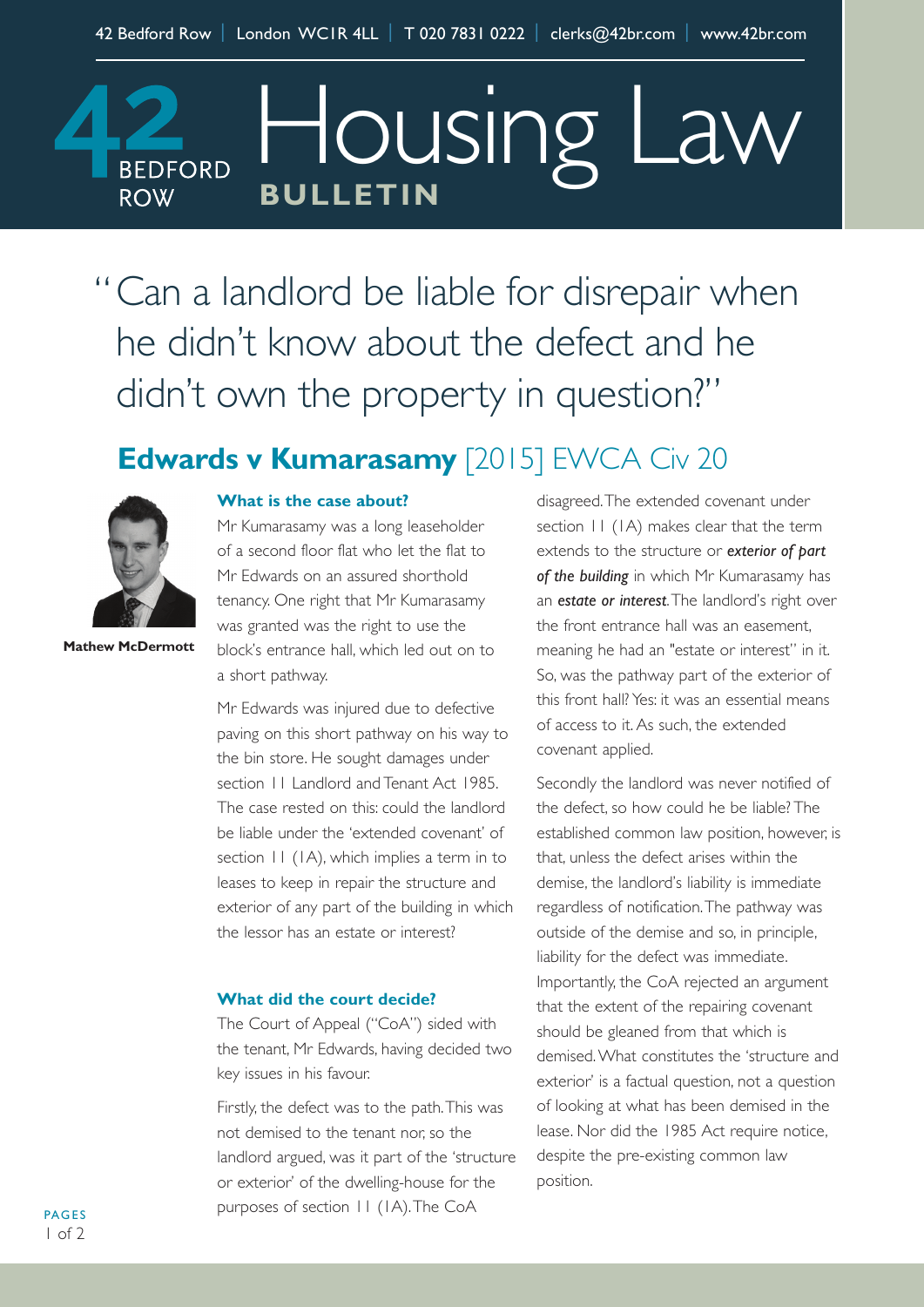42 Bedford Row | London WC1R 4LL | T 020 7831 0222 | clerks@42br.com | www.42br.com

# 42 Bedford Row Housing Law BULLETIN

"Can a landlord be liable for disrepair when he didn't know about the defect and he didn't own the property in question?"

## **Edwards v Kumarasamy** [2015] EWCA Civ 20

**Mathew McDermott**

### What is the case about?

Mr Kumarasamy was a long leaseholder of a second floor flat who let the flat to Mr Edwards on an assured shorthold tenancy. One right that Mr Kumarasamy was granted was the right to use the block's entrance hall, which led out on to a short pathway.

Mr Edwards was injured due to defective paving on this short pathway on his way to the bin store. He sought damages under section 11 Landlord and Tenant Act 1985. The case rested on this: could the landlord be liable under the 'extended covenant' of section 11 (1A), which implies a term in to leases to keep in repair the structure and exterior of any part of the building in which the lessor has an estate or interest?

### What did the court decide?

The Court of Appeal ("CoA") sided with the tenant, Mr Edwards, having decided two key issues in his favour.

Firstly, the defect was to the path. This was not demised to the tenant nor, so the landlord argued, was it part of the 'structure or exterior' of the dwelling-house for the purposes of section 11 (1A). The CoA disagreed. The extended covenant under section 11 (1A) makes clear that the term extends to the structure or ***exterior of part of the building*** in which Mr Kumarasamy has an ***estate or interest***. The landlord's right over the front entrance hall was an easement, meaning he had an "estate or interest" in it. So, was the pathway part of the exterior of this front hall? Yes: it was an essential means of access to it. As such, the extended covenant applied.

Secondly the landlord was never notified of the defect, so how could he be liable? The established common law position, however, is that, unless the defect arises within the demise, the landlord's liability is immediate regardless of notification. The pathway was outside of the demise and so, in principle, liability for the defect was immediate. Importantly, the CoA rejected an argument that the extent of the repairing covenant should be gleaned from that which is demised. What constitutes the 'structure and exterior' is a factual question, not a question of looking at what has been demised in the lease. Nor did the 1985 Act require notice, despite the pre-existing common law position.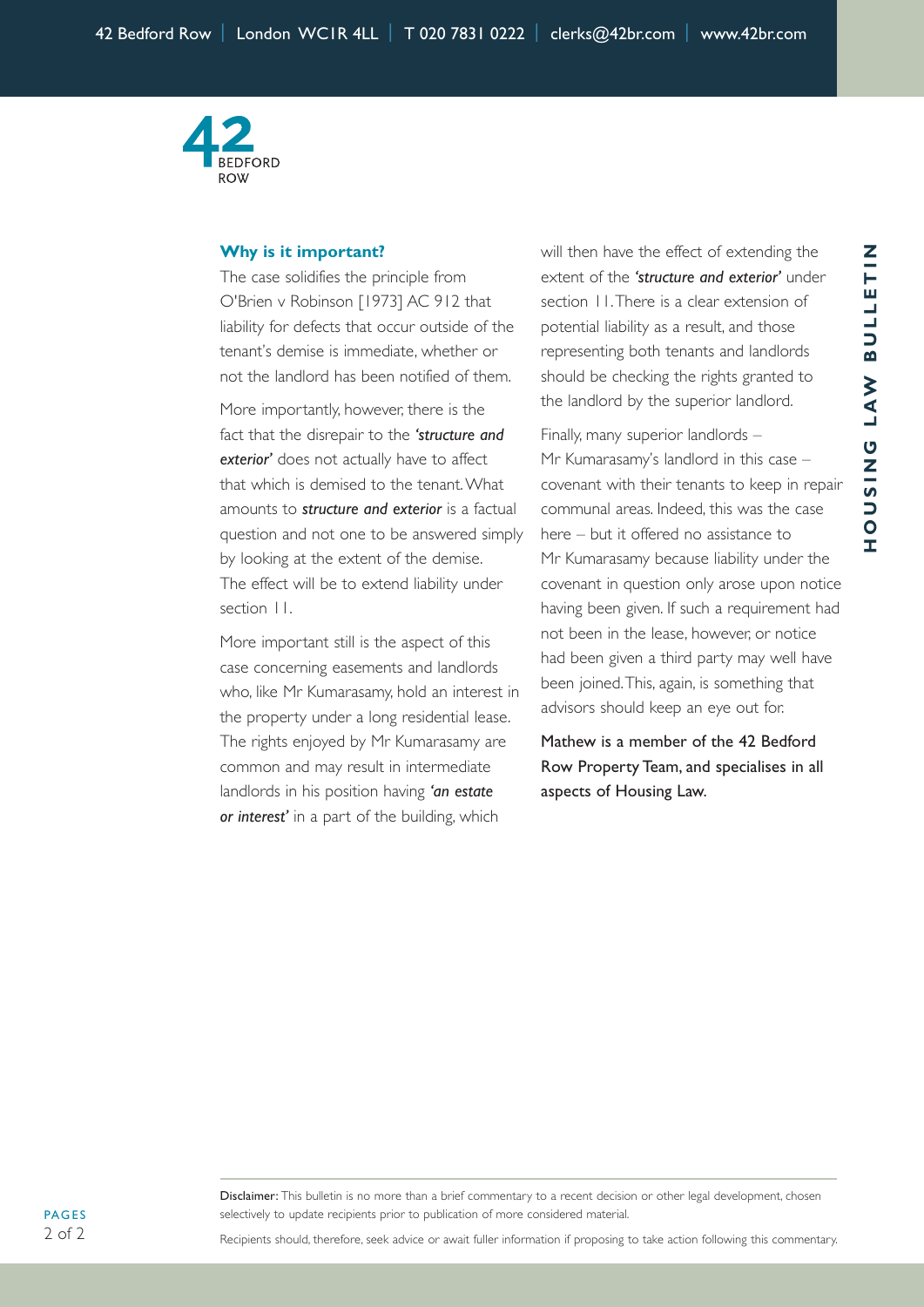### Why is it important?

The case solidifies the principle from O'Brien v Robinson [1973] AC 912 that liability for defects that occur outside of the tenant's demise is immediate, whether or not the landlord has been notified of them.

More importantly, however, there is the fact that the disrepair to the ***'structure and exterior'*** does not actually have to affect that which is demised to the tenant. What amounts to ***structure and exterior*** is a factual question and not one to be answered simply by looking at the extent of the demise. The effect will be to extend liability under section 11.

More important still is the aspect of this case concerning easements and landlords who, like Mr Kumarasamy, hold an interest in the property under a long residential lease. The rights enjoyed by Mr Kumarasamy are common and may result in intermediate landlords in his position having ***'an estate or interest'*** in a part of the building, which will then have the effect of extending the extent of the ***'structure and exterior'*** under section 11. There is a clear extension of potential liability as a result, and those representing both tenants and landlords should be checking the rights granted to the landlord by the superior landlord.

Finally, many superior landlords – Mr Kumarasamy's landlord in this case – covenant with their tenants to keep in repair communal areas. Indeed, this was the case here – but it offered no assistance to Mr Kumarasamy because liability under the covenant in question only arose upon notice having been given. If such a requirement had not been in the lease, however, or notice had been given a third party may well have been joined. This, again, is something that advisors should keep an eye out for.

Mathew is a member of the 42 Bedford Row Property Team, and specialises in all aspects of Housing Law.

**Disclaimer:** This bulletin is no more than a brief commentary to a recent decision or other legal development, chosen selectively to update recipients prior to publication of more considered material.

Recipients should, therefore, seek advice or await fuller information if proposing to take action following this commentary.